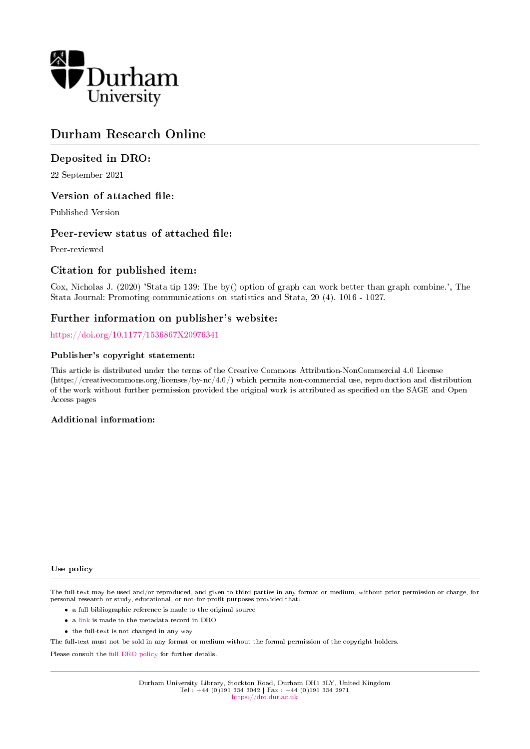# Durham University

## Durham Research Online

### Deposited in DRO:

22 September 2021

### Version of attached file:

Published Version

### Peer-review status of attached file:

Peer-reviewed

### Citation for published item:

Cox, Nicholas J. (2020) 'Stata tip 139: The by() option of graph can work better than graph combine.', The Stata Journal: Promoting communications on statistics and Stata, 20 (4). 1016 - 1027.

### Further information on publisher's website:

https://doi.org/10.1177/1536867X20976341

#### Publisher's copyright statement:

This article is distributed under the terms of the Creative Commons Attribution-NonCommercial 4.0 License (https://creativecommons.org/licenses/by-nc/4.0/) which permits non-commercial use, reproduction and distribution of the work without further permission provided the original work is attributed as specified on the SAGE and Open Access pages

#### Additional information:

#### Use policy

The full-text may be used and/or reproduced, and given to third parties in any format or medium, without prior permission or charge, for personal research or study, educational, or not-for-profit purposes provided that:

- a full bibliographic reference is made to the original source
- a link is made to the metadata record in DRO
- the full-text is not changed in any way

The full-text must not be sold in any format or medium without the formal permission of the copyright holders.

Please consult the full DRO policy for further details.

Durham University Library, Stockton Road, Durham DH1 3LY, United Kingdom
Tel : +44 (0)191 334 3042 | Fax : +44 (0)191 334 2971
https://dro.dur.ac.uk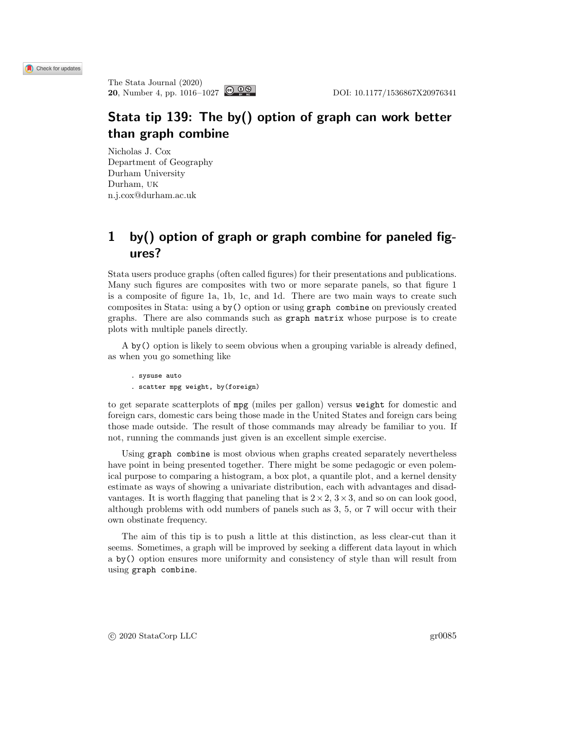# Stata tip 139: The by() option of graph can work better than graph combine

Nicholas J. Cox
Department of Geography
Durham University
Durham, UK
n.j.cox@durham.ac.uk

## 1 by() option of graph or graph combine for paneled figures?

Stata users produce graphs (often called figures) for their presentations and publications. Many such figures are composites with two or more separate panels, so that figure 1 is a composite of figure 1a, 1b, 1c, and 1d. There are two main ways to create such composites in Stata: using a `by()` option or using `graph combine` on previously created graphs. There are also commands such as `graph matrix` whose purpose is to create plots with multiple panels directly.

A `by()` option is likely to seem obvious when a grouping variable is already defined, as when you go something like

```
. sysuse auto
. scatter mpg weight, by(foreign)
```

to get separate scatterplots of `mpg` (miles per gallon) versus `weight` for domestic and foreign cars, domestic cars being those made in the United States and foreign cars being those made outside. The result of those commands may already be familiar to you. If not, running the commands just given is an excellent simple exercise.

Using `graph combine` is most obvious when graphs created separately nevertheless have point in being presented together. There might be some pedagogic or even polemical purpose to comparing a histogram, a box plot, a quantile plot, and a kernel density estimate as ways of showing a univariate distribution, each with advantages and disadvantages. It is worth flagging that paneling that is $2 \times 2$, $3 \times 3$, and so on can look good, although problems with odd numbers of panels such as 3, 5, or 7 will occur with their own obstinate frequency.

The aim of this tip is to push a little at this distinction, as less clear-cut than it seems. Sometimes, a graph will be improved by seeking a different data layout in which a `by()` option ensures more uniformity and consistency of style than will result from using `graph combine`.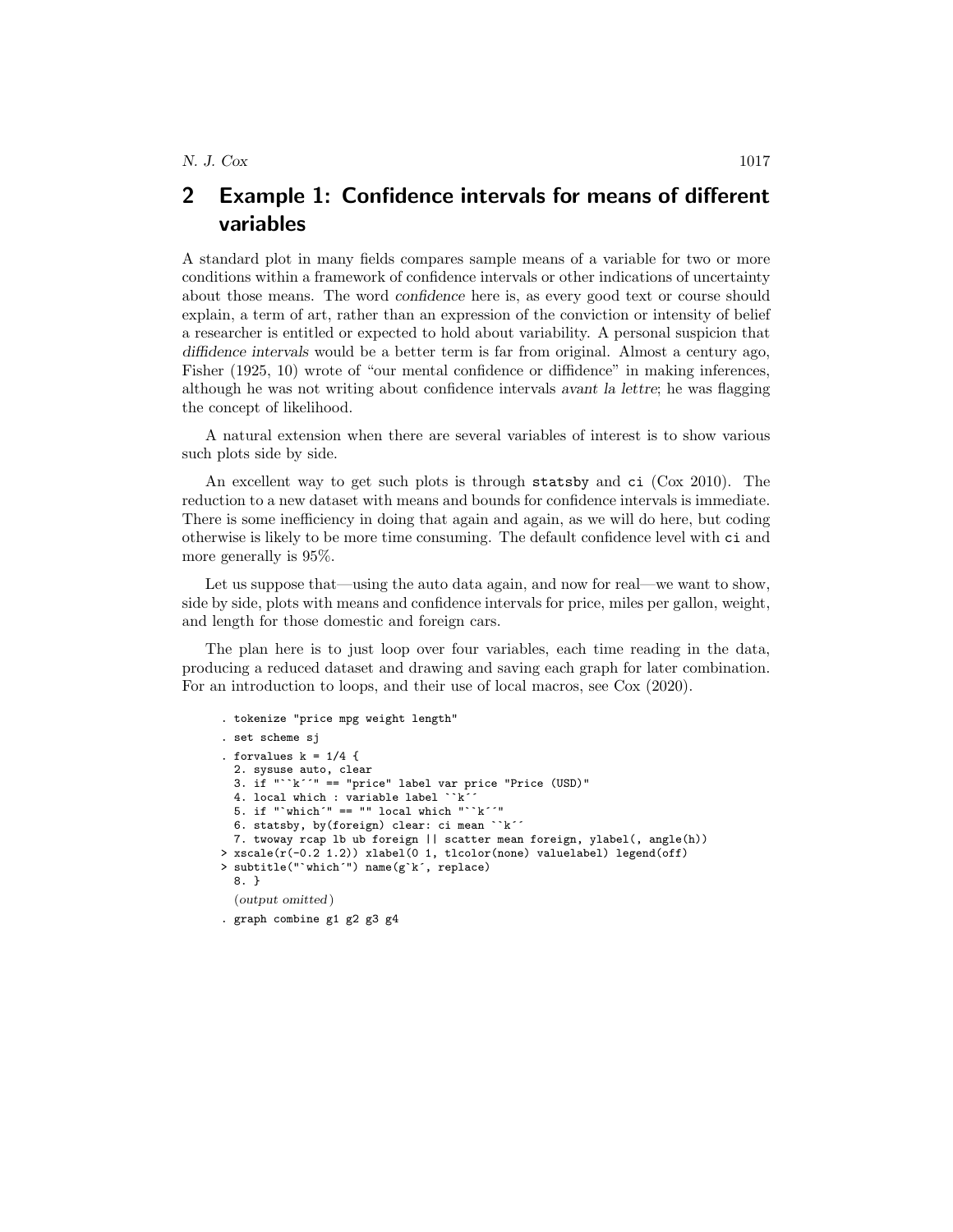## 2 Example 1: Confidence intervals for means of different variables

A standard plot in many fields compares sample means of a variable for two or more conditions within a framework of confidence intervals or other indications of uncertainty about those means. The word *confidence* here is, as every good text or course should explain, a term of art, rather than an expression of the conviction or intensity of belief a researcher is entitled or expected to hold about variability. A personal suspicion that *diffidence intervals* would be a better term is far from original. Almost a century ago, Fisher (1925, 10) wrote of "our mental confidence or diffidence" in making inferences, although he was not writing about confidence intervals *avant la lettre*; he was flagging the concept of likelihood.

A natural extension when there are several variables of interest is to show various such plots side by side.

An excellent way to get such plots is through statsby and ci (Cox 2010). The reduction to a new dataset with means and bounds for confidence intervals is immediate. There is some inefficiency in doing that again and again, as we will do here, but coding otherwise is likely to be more time consuming. The default confidence level with ci and more generally is 95%.

Let us suppose that—using the auto data again, and now for real—we want to show, side by side, plots with means and confidence intervals for price, miles per gallon, weight, and length for those domestic and foreign cars.

The plan here is to just loop over four variables, each time reading in the data, producing a reduced dataset and drawing and saving each graph for later combination. For an introduction to loops, and their use of local macros, see Cox (2020).

```
. tokenize "price mpg weight length"
. set scheme sj
. forvalues k = 1/4 {
  2. sysuse auto, clear
  3. if "``k´´" == "price" label var price "Price (USD)"
  4. local which : variable label ``k´´
  5. if "`which´" == "" local which "``k´´"
  6. statsby, by(foreign) clear: ci mean ``k´´
  7. twoway rcap lb ub foreign || scatter mean foreign, ylabel(, angle(h))
> xscale(r(-0.2 1.2)) xlabel(0 1, tlcolor(none) valuelabel) legend(off)
> subtitle("`which´") name(g`k´, replace)
  8. }
  (output omitted)
. graph combine g1 g2 g3 g4
```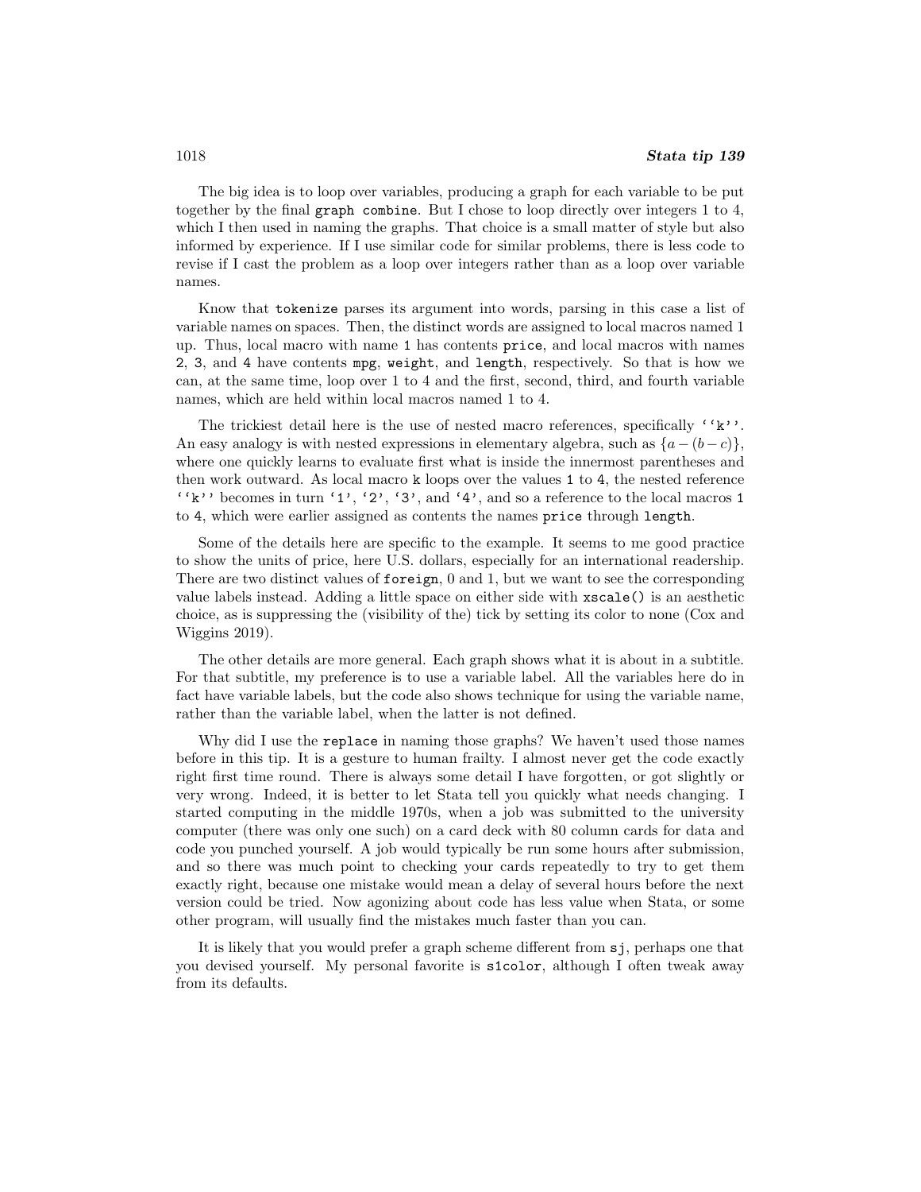The big idea is to loop over variables, producing a graph for each variable to be put together by the final `graph combine`. But I chose to loop directly over integers 1 to 4, which I then used in naming the graphs. That choice is a small matter of style but also informed by experience. If I use similar code for similar problems, there is less code to revise if I cast the problem as a loop over integers rather than as a loop over variable names.

Know that `tokenize` parses its argument into words, parsing in this case a list of variable names on spaces. Then, the distinct words are assigned to local macros named 1 up. Thus, local macro with name `1` has contents `price`, and local macros with names `2`, `3`, and `4` have contents `mpg`, `weight`, and `length`, respectively. So that is how we can, at the same time, loop over 1 to 4 and the first, second, third, and fourth variable names, which are held within local macros named 1 to 4.

The trickiest detail here is the use of nested macro references, specifically ``` ``k'' ```. An easy analogy is with nested expressions in elementary algebra, such as $\{a-(b-c)\}$, where one quickly learns to evaluate first what is inside the innermost parentheses and then work outward. As local macro `k` loops over the values `1` to `4`, the nested reference ``` ``k'' ``` becomes in turn `` `1' ``, `` `2' ``, `` `3' ``, and `` `4' ``, and so a reference to the local macros `1` to `4`, which were earlier assigned as contents the names `price` through `length`.

Some of the details here are specific to the example. It seems to me good practice to show the units of price, here U.S. dollars, especially for an international readership. There are two distinct values of `foreign`, 0 and 1, but we want to see the corresponding value labels instead. Adding a little space on either side with `xscale()` is an aesthetic choice, as is suppressing the (visibility of the) tick by setting its color to none (Cox and Wiggins 2019).

The other details are more general. Each graph shows what it is about in a subtitle. For that subtitle, my preference is to use a variable label. All the variables here do in fact have variable labels, but the code also shows technique for using the variable name, rather than the variable label, when the latter is not defined.

Why did I use the `replace` in naming those graphs? We haven't used those names before in this tip. It is a gesture to human frailty. I almost never get the code exactly right first time round. There is always some detail I have forgotten, or got slightly or very wrong. Indeed, it is better to let Stata tell you quickly what needs changing. I started computing in the middle 1970s, when a job was submitted to the university computer (there was only one such) on a card deck with 80 column cards for data and code you punched yourself. A job would typically be run some hours after submission, and so there was much point to checking your cards repeatedly to try to get them exactly right, because one mistake would mean a delay of several hours before the next version could be tried. Now agonizing about code has less value when Stata, or some other program, will usually find the mistakes much faster than you can.

It is likely that you would prefer a graph scheme different from `sj`, perhaps one that you devised yourself. My personal favorite is `s1color`, although I often tweak away from its defaults.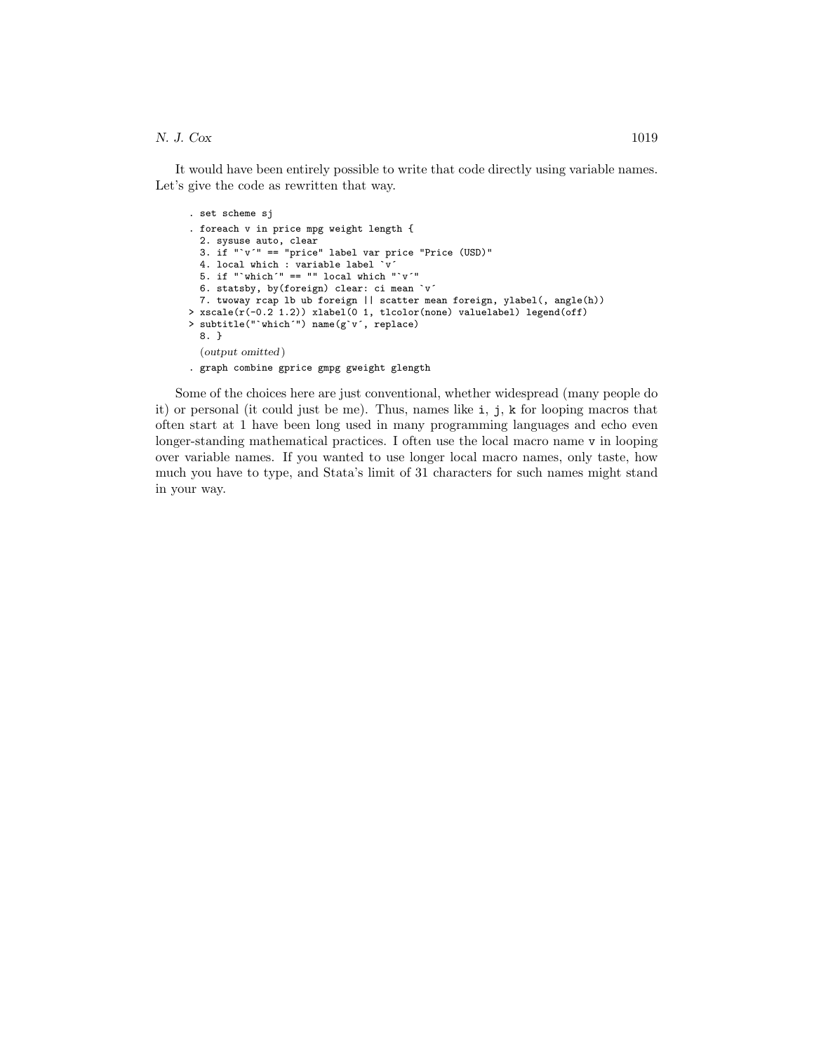It would have been entirely possible to write that code directly using variable names. Let's give the code as rewritten that way.

```
. set scheme sj
. foreach v in price mpg weight length {
  2. sysuse auto, clear
  3. if "`v´" == "price" label var price "Price (USD)"
  4. local which : variable label `v´
  5. if "`which´" == "" local which "`v´"
  6. statsby, by(foreign) clear: ci mean `v´
  7. twoway rcap lb ub foreign || scatter mean foreign, ylabel(, angle(h))
> xscale(r(-0.2 1.2)) xlabel(0 1, tlcolor(none) valuelabel) legend(off)
> subtitle("`which´") name(g`v´, replace)
  8. }
  (output omitted)
. graph combine gprice gmpg gweight glength
```

Some of the choices here are just conventional, whether widespread (many people do it) or personal (it could just be me). Thus, names like `i`, `j`, `k` for looping macros that often start at 1 have been long used in many programming languages and echo even longer-standing mathematical practices. I often use the local macro name `v` in looping over variable names. If you wanted to use longer local macro names, only taste, how much you have to type, and Stata's limit of 31 characters for such names might stand in your way.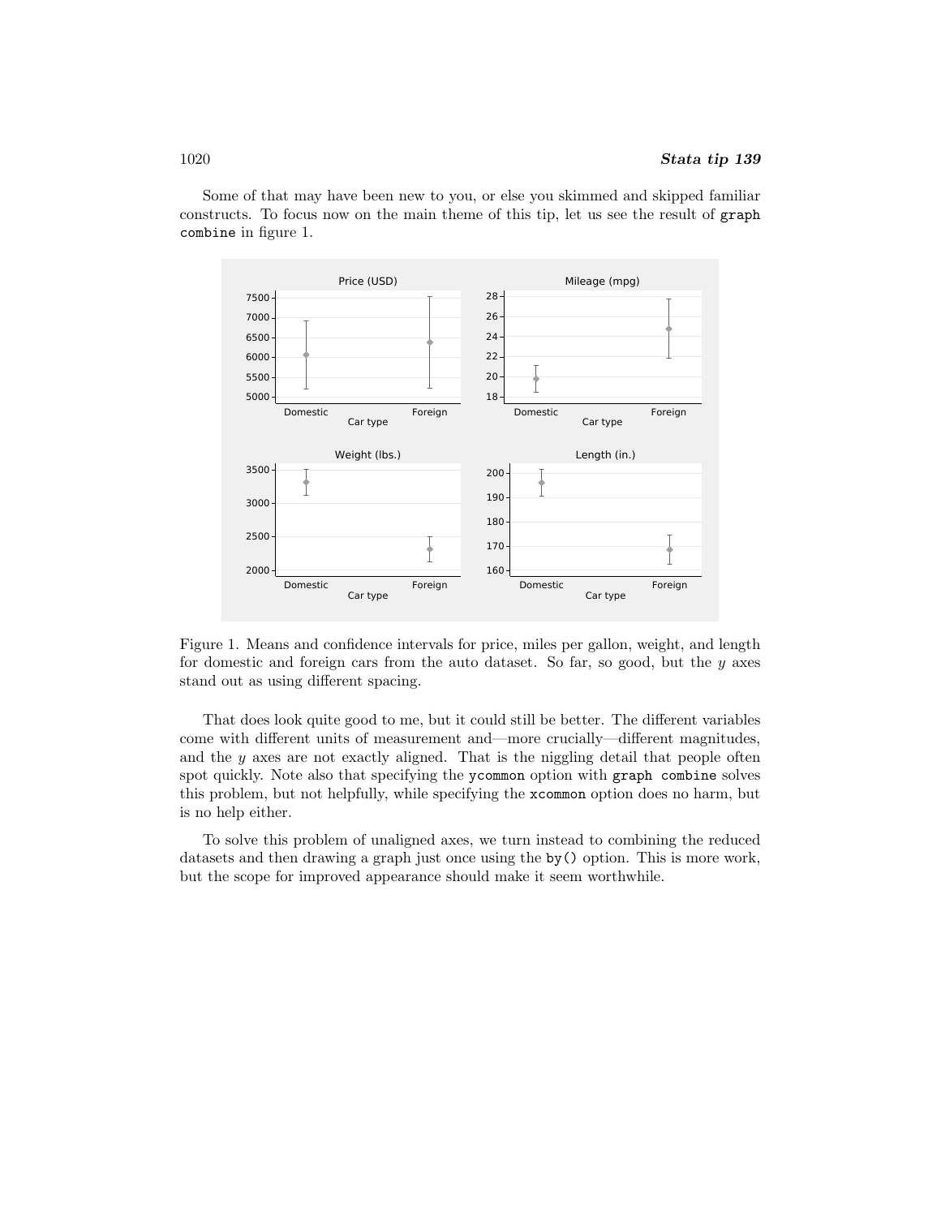Some of that may have been new to you, or else you skimmed and skipped familiar constructs. To focus now on the main theme of this tip, let us see the result of `graph combine` in figure 1.

Figure 1. Means and confidence intervals for price, miles per gallon, weight, and length for domestic and foreign cars from the auto dataset. So far, so good, but the $y$ axes stand out as using different spacing.

That does look quite good to me, but it could still be better. The different variables come with different units of measurement and—more crucially—different magnitudes, and the $y$ axes are not exactly aligned. That is the niggling detail that people often spot quickly. Note also that specifying the `ycommon` option with `graph combine` solves this problem, but not helpfully, while specifying the `xcommon` option does no harm, but is no help either.

To solve this problem of unaligned axes, we turn instead to combining the reduced datasets and then drawing a graph just once using the `by()` option. This is more work, but the scope for improved appearance should make it seem worthwhile.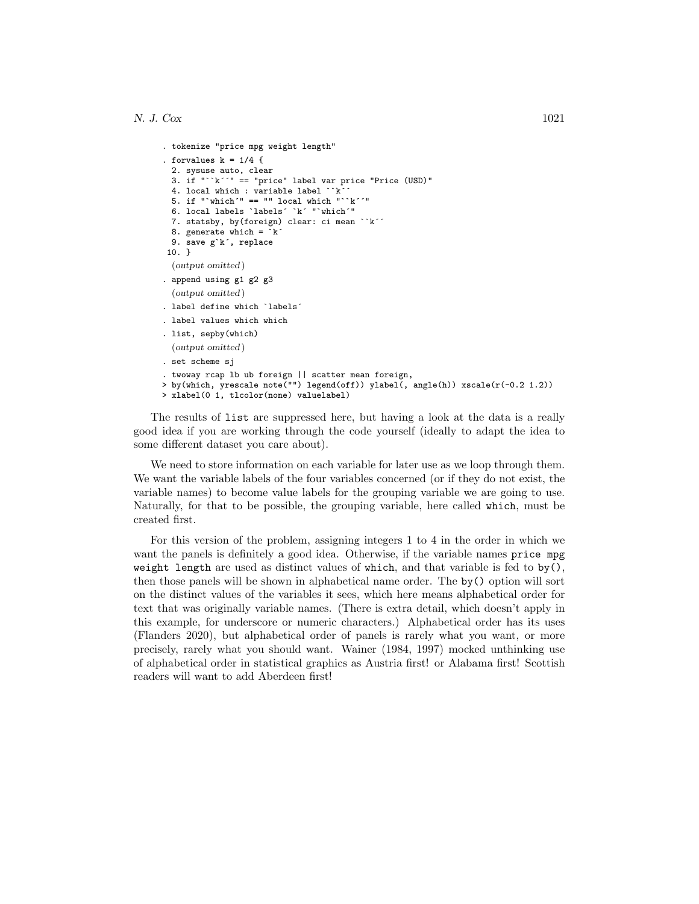```
. tokenize "price mpg weight length"
. forvalues k = 1/4 {
  2. sysuse auto, clear
  3. if "``k´´" == "price" label var price "Price (USD)"
  4. local which : variable label ``k´´
  5. if "`which´" == "" local which "``k´´"
  6. local labels `labels´ `k´ "`which´"
  7. statsby, by(foreign) clear: ci mean ``k´´
  8. generate which = `k´
  9. save g`k´, replace
 10. }
  (output omitted)
. append using g1 g2 g3
  (output omitted)
. label define which `labels´
. label values which which
. list, sepby(which)
  (output omitted)
. set scheme sj
. twoway rcap lb ub foreign || scatter mean foreign,
> by(which, yrescale note("") legend(off)) ylabel(, angle(h)) xscale(r(-0.2 1.2))
> xlabel(0 1, tlcolor(none) valuelabel)
```

The results of `list` are suppressed here, but having a look at the data is a really good idea if you are working through the code yourself (ideally to adapt the idea to some different dataset you care about).

We need to store information on each variable for later use as we loop through them. We want the variable labels of the four variables concerned (or if they do not exist, the variable names) to become value labels for the grouping variable we are going to use. Naturally, for that to be possible, the grouping variable, here called `which`, must be created first.

For this version of the problem, assigning integers 1 to 4 in the order in which we want the panels is definitely a good idea. Otherwise, if the variable names `price mpg weight length` are used as distinct values of `which`, and that variable is fed to `by()`, then those panels will be shown in alphabetical name order. The `by()` option will sort on the distinct values of the variables it sees, which here means alphabetical order for text that was originally variable names. (There is extra detail, which doesn't apply in this example, for underscore or numeric characters.) Alphabetical order has its uses (Flanders 2020), but alphabetical order of panels is rarely what you want, or more precisely, rarely what you should want. Wainer (1984, 1997) mocked unthinking use of alphabetical order in statistical graphics as Austria first! or Alabama first! Scottish readers will want to add Aberdeen first!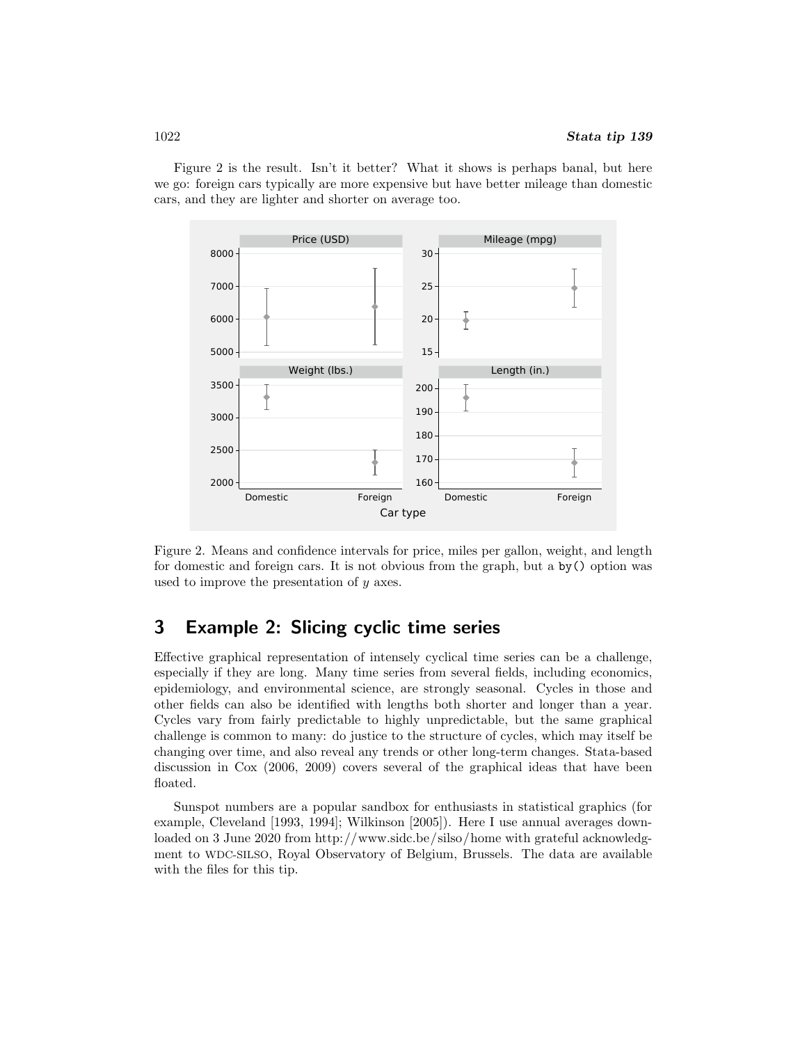Figure 2 is the result. Isn't it better? What it shows is perhaps banal, but here we go: foreign cars typically are more expensive but have better mileage than domestic cars, and they are lighter and shorter on average too.

Figure 2. Means and confidence intervals for price, miles per gallon, weight, and length for domestic and foreign cars. It is not obvious from the graph, but a `by()` option was used to improve the presentation of $y$ axes.

## 3 Example 2: Slicing cyclic time series

Effective graphical representation of intensely cyclical time series can be a challenge, especially if they are long. Many time series from several fields, including economics, epidemiology, and environmental science, are strongly seasonal. Cycles in those and other fields can also be identified with lengths both shorter and longer than a year. Cycles vary from fairly predictable to highly unpredictable, but the same graphical challenge is common to many: do justice to the structure of cycles, which may itself be changing over time, and also reveal any trends or other long-term changes. Stata-based discussion in Cox (2006, 2009) covers several of the graphical ideas that have been floated.

Sunspot numbers are a popular sandbox for enthusiasts in statistical graphics (for example, Cleveland [1993, 1994]; Wilkinson [2005]). Here I use annual averages downloaded on 3 June 2020 from http://www.sidc.be/silso/home with grateful acknowledgment to WDC-SILSO, Royal Observatory of Belgium, Brussels. The data are available with the files for this tip.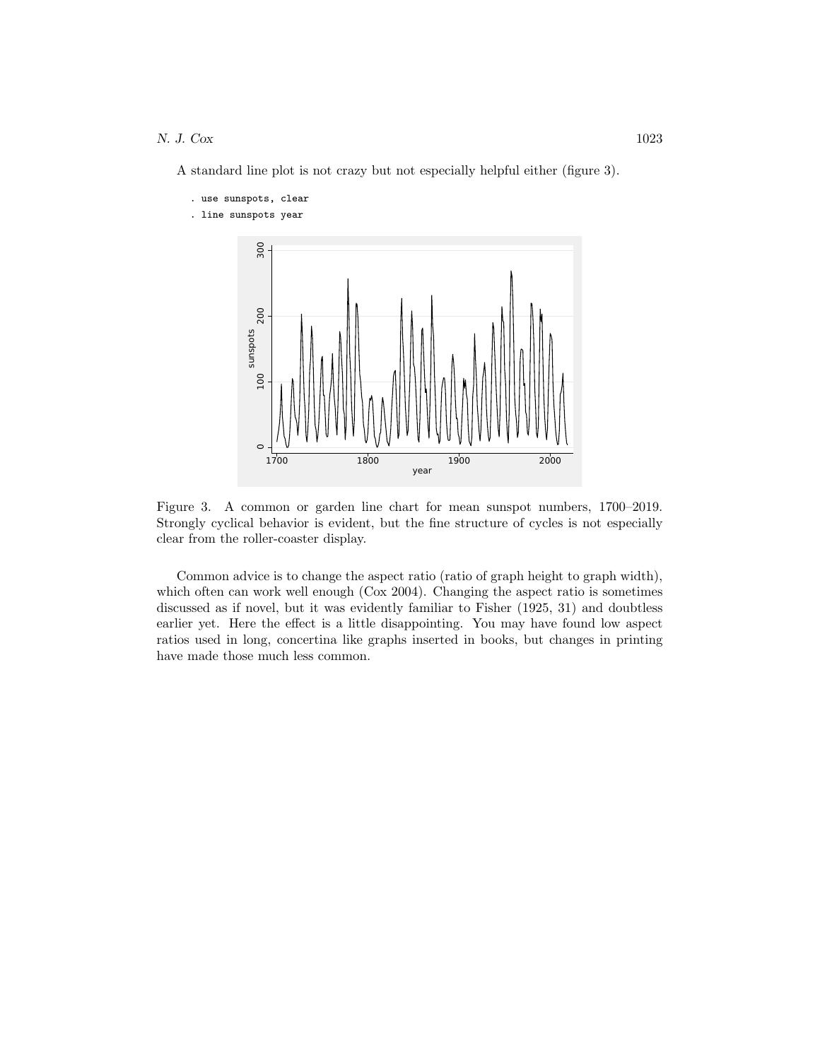A standard line plot is not crazy but not especially helpful either (figure 3).

```
. use sunspots, clear
. line sunspots year
```

Figure 3. A common or garden line chart for mean sunspot numbers, 1700–2019. Strongly cyclical behavior is evident, but the fine structure of cycles is not especially clear from the roller-coaster display.

Common advice is to change the aspect ratio (ratio of graph height to graph width), which often can work well enough (Cox 2004). Changing the aspect ratio is sometimes discussed as if novel, but it was evidently familiar to Fisher (1925, 31) and doubtless earlier yet. Here the effect is a little disappointing. You may have found low aspect ratios used in long, concertina like graphs inserted in books, but changes in printing have made those much less common.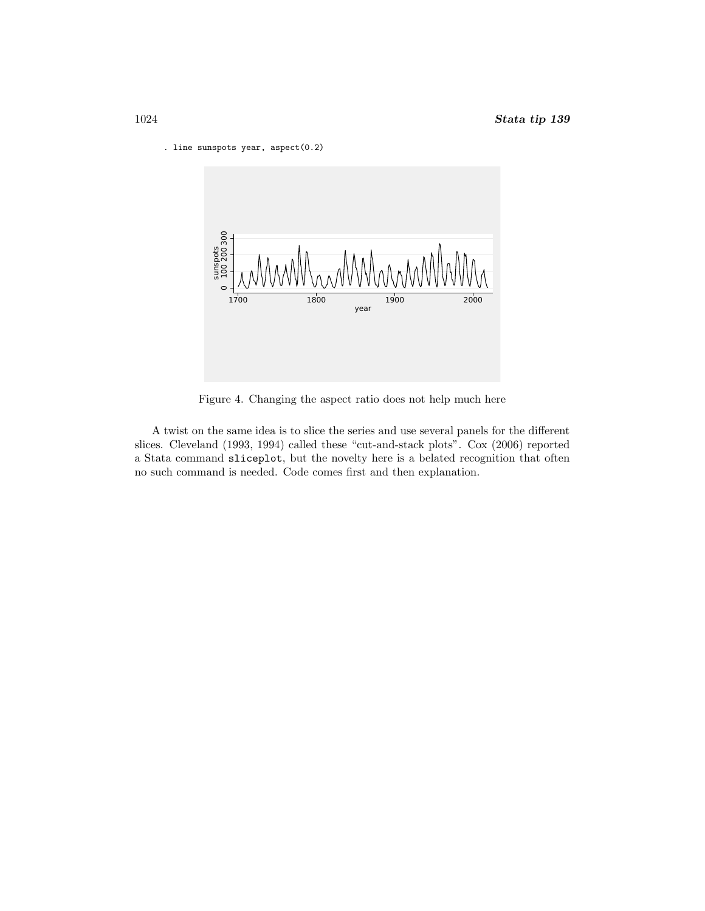```
. line sunspots year, aspect(0.2)
```

Figure 4. Changing the aspect ratio does not help much here

A twist on the same idea is to slice the series and use several panels for the different slices. Cleveland (1993, 1994) called these "cut-and-stack plots". Cox (2006) reported a Stata command `sliceplot`, but the novelty here is a belated recognition that often no such command is needed. Code comes first and then explanation.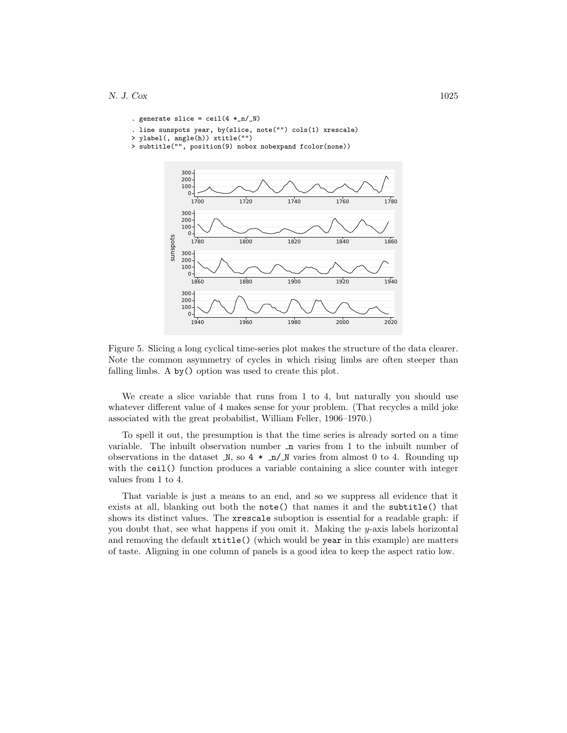```
. generate slice = ceil(4 *_n/_N)
. line sunspots year, by(slice, note("") cols(1) xrescale)
> ylabel(, angle(h)) xtitle("")
> subtitle("", position(9) nobox nobexpand fcolor(none))
```

Figure 5. Slicing a long cyclical time-series plot makes the structure of the data clearer. Note the common asymmetry of cycles in which rising limbs are often steeper than falling limbs. A `by()` option was used to create this plot.

We create a slice variable that runs from 1 to 4, but naturally you should use whatever different value of 4 makes sense for your problem. (That recycles a mild joke associated with the great probabilist, William Feller, 1906–1970.)

To spell it out, the presumption is that the time series is already sorted on a time variable. The inbuilt observation number `_n` varies from 1 to the inbuilt number of observations in the dataset `_N`, so `4 * _n/_N` varies from almost 0 to 4. Rounding up with the `ceil()` function produces a variable containing a slice counter with integer values from 1 to 4.

That variable is just a means to an end, and so we suppress all evidence that it exists at all, blanking out both the `note()` that names it and the `subtitle()` that shows its distinct values. The `xrescale` suboption is essential for a readable graph: if you doubt that, see what happens if you omit it. Making the $y$-axis labels horizontal and removing the default `xtitle()` (which would be `year` in this example) are matters of taste. Aligning in one column of panels is a good idea to keep the aspect ratio low.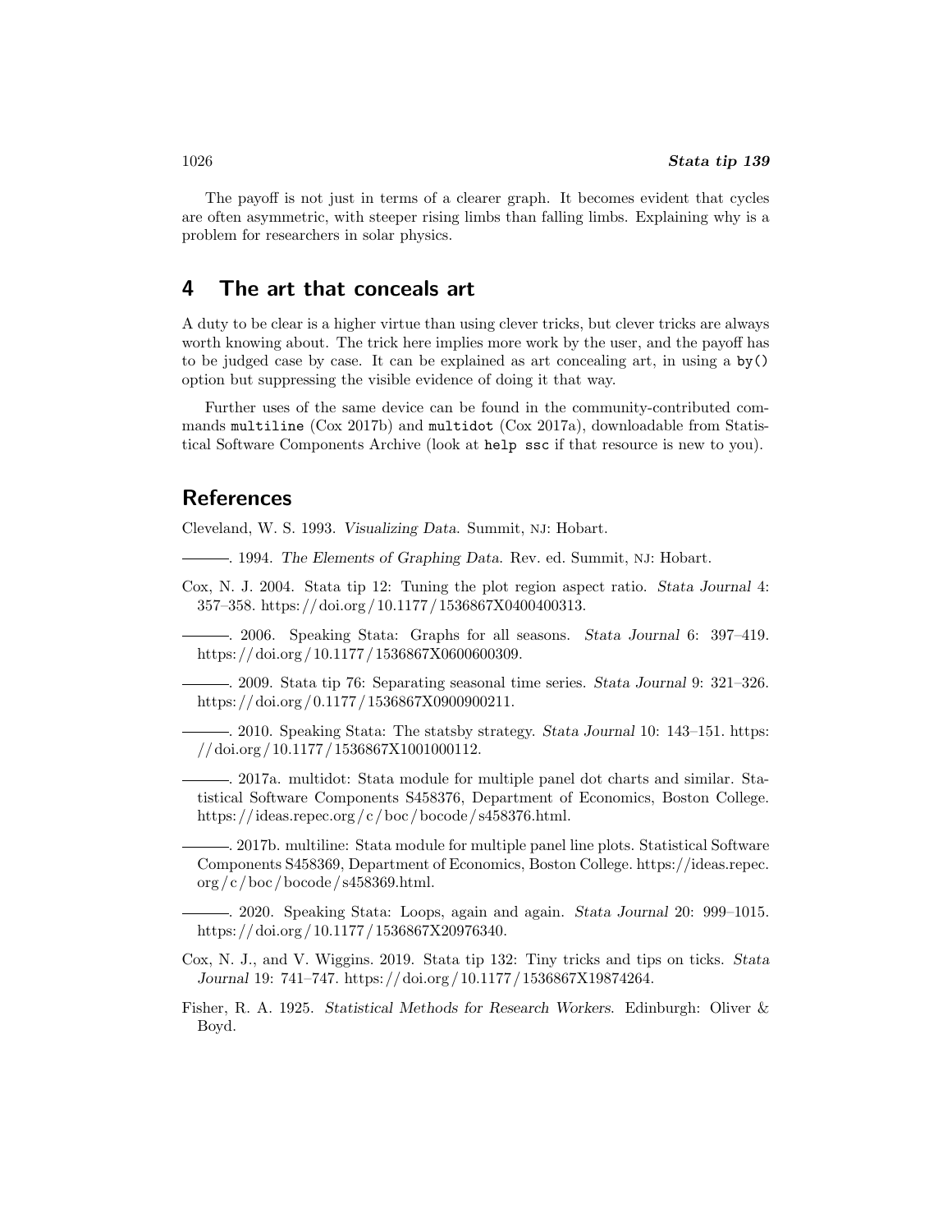The payoff is not just in terms of a clearer graph. It becomes evident that cycles are often asymmetric, with steeper rising limbs than falling limbs. Explaining why is a problem for researchers in solar physics.

## 4 The art that conceals art

A duty to be clear is a higher virtue than using clever tricks, but clever tricks are always worth knowing about. The trick here implies more work by the user, and the payoff has to be judged case by case. It can be explained as art concealing art, in using a `by()` option but suppressing the visible evidence of doing it that way.

Further uses of the same device can be found in the community-contributed commands `multiline` (Cox 2017b) and `multidot` (Cox 2017a), downloadable from Statistical Software Components Archive (look at `help ssc` if that resource is new to you).

## References

Cleveland, W. S. 1993. *Visualizing Data*. Summit, NJ: Hobart.

———. 1994. *The Elements of Graphing Data*. Rev. ed. Summit, NJ: Hobart.

Cox, N. J. 2004. Stata tip 12: Tuning the plot region aspect ratio. *Stata Journal* 4: 357–358. https://doi.org/10.1177/1536867X0400400313.

———. 2006. Speaking Stata: Graphs for all seasons. *Stata Journal* 6: 397–419. https://doi.org/10.1177/1536867X0600600309.

———. 2009. Stata tip 76: Separating seasonal time series. *Stata Journal* 9: 321–326. https://doi.org/0.1177/1536867X0900900211.

———. 2010. Speaking Stata: The statsby strategy. *Stata Journal* 10: 143–151. https://doi.org/10.1177/1536867X1001000112.

———. 2017a. multidot: Stata module for multiple panel dot charts and similar. Statistical Software Components S458376, Department of Economics, Boston College. https://ideas.repec.org/c/boc/bocode/s458376.html.

———. 2017b. multiline: Stata module for multiple panel line plots. Statistical Software Components S458369, Department of Economics, Boston College. https://ideas.repec.org/c/boc/bocode/s458369.html.

———. 2020. Speaking Stata: Loops, again and again. *Stata Journal* 20: 999–1015. https://doi.org/10.1177/1536867X20976340.

Cox, N. J., and V. Wiggins. 2019. Stata tip 132: Tiny tricks and tips on ticks. *Stata Journal* 19: 741–747. https://doi.org/10.1177/1536867X19874264.

Fisher, R. A. 1925. *Statistical Methods for Research Workers*. Edinburgh: Oliver & Boyd.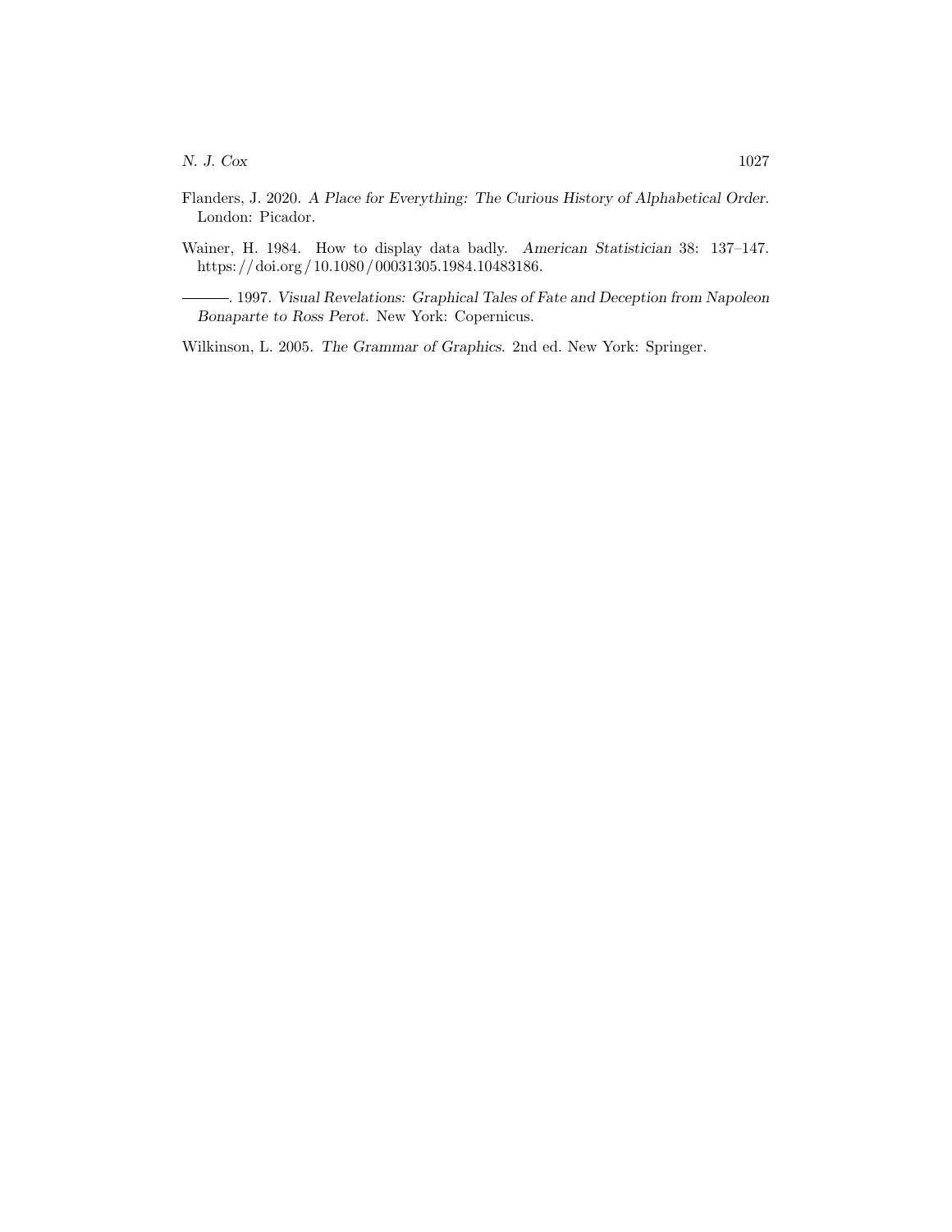Flanders, J. 2020. *A Place for Everything: The Curious History of Alphabetical Order*. London: Picador.

Wainer, H. 1984. How to display data badly. *American Statistician* 38: 137–147. https://doi.org/10.1080/00031305.1984.10483186.

———. 1997. *Visual Revelations: Graphical Tales of Fate and Deception from Napoleon Bonaparte to Ross Perot*. New York: Copernicus.

Wilkinson, L. 2005. *The Grammar of Graphics*. 2nd ed. New York: Springer.